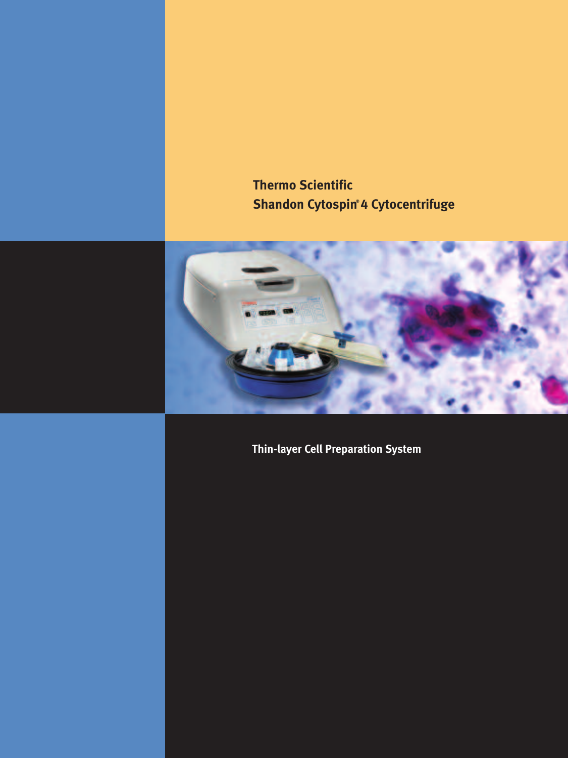# Thermo Scientific
# Shandon Cytospin® 4 Cytocentrifuge

## Thin-layer Cell Preparation System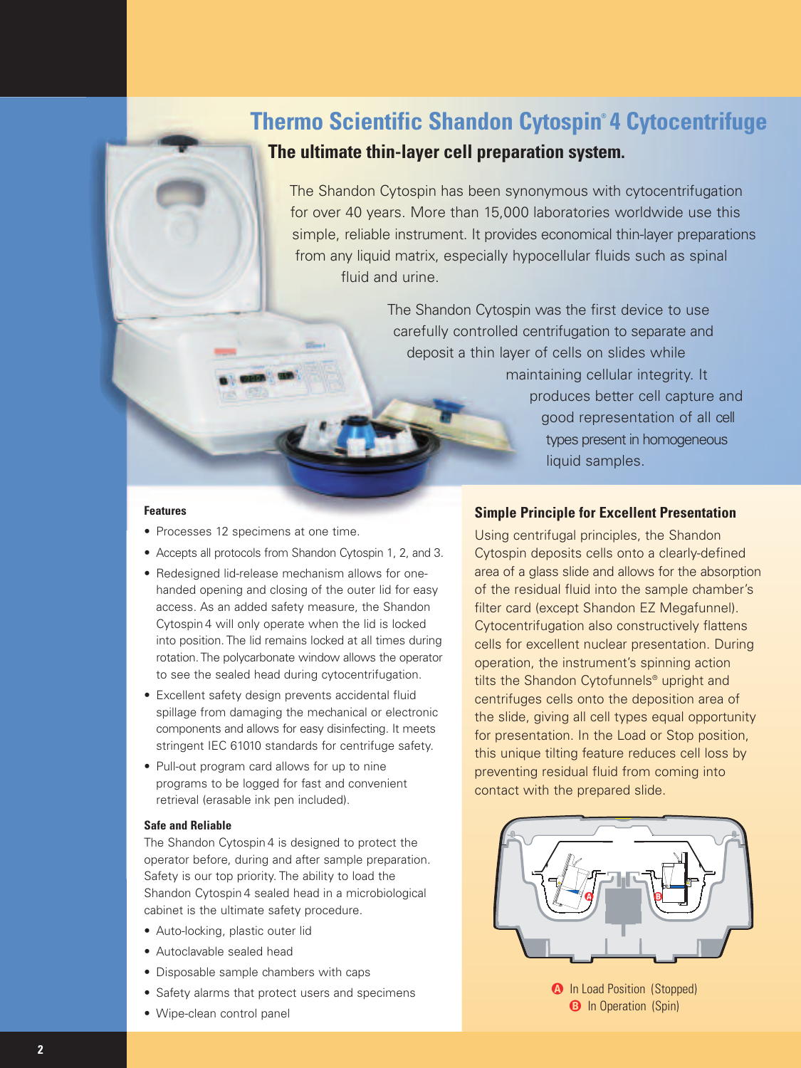# Thermo Scientific Shandon Cytospin® 4 Cytocentrifuge

## The ultimate thin-layer cell preparation system.

The Shandon Cytospin has been synonymous with cytocentrifugation for over 40 years. More than 15,000 laboratories worldwide use this simple, reliable instrument. It provides economical thin-layer preparations from any liquid matrix, especially hypocellular fluids such as spinal fluid and urine.

The Shandon Cytospin was the first device to use carefully controlled centrifugation to separate and deposit a thin layer of cells on slides while maintaining cellular integrity. It produces better cell capture and good representation of all cell types present in homogeneous liquid samples.

**Features**

- Processes 12 specimens at one time.
- Accepts all protocols from Shandon Cytospin 1, 2, and 3.
- Redesigned lid-release mechanism allows for one-handed opening and closing of the outer lid for easy access. As an added safety measure, the Shandon Cytospin 4 will only operate when the lid is locked into position. The lid remains locked at all times during rotation. The polycarbonate window allows the operator to see the sealed head during cytocentrifugation.
- Excellent safety design prevents accidental fluid spillage from damaging the mechanical or electronic components and allows for easy disinfecting. It meets stringent IEC 61010 standards for centrifuge safety.
- Pull-out program card allows for up to nine programs to be logged for fast and convenient retrieval (erasable ink pen included).

**Safe and Reliable**

The Shandon Cytospin 4 is designed to protect the operator before, during and after sample preparation. Safety is our top priority. The ability to load the Shandon Cytospin 4 sealed head in a microbiological cabinet is the ultimate safety procedure.

- Auto-locking, plastic outer lid
- Autoclavable sealed head
- Disposable sample chambers with caps
- Safety alarms that protect users and specimens
- Wipe-clean control panel

### Simple Principle for Excellent Presentation

Using centrifugal principles, the Shandon Cytospin deposits cells onto a clearly-defined area of a glass slide and allows for the absorption of the residual fluid into the sample chamber's filter card (except Shandon EZ Megafunnel). Cytocentrifugation also constructively flattens cells for excellent nuclear presentation. During operation, the instrument's spinning action tilts the Shandon Cytofunnels® upright and centrifuges cells onto the deposition area of the slide, giving all cell types equal opportunity for presentation. In the Load or Stop position, this unique tilting feature reduces cell loss by preventing residual fluid from coming into contact with the prepared slide.

A In Load Position (Stopped)
B In Operation (Spin)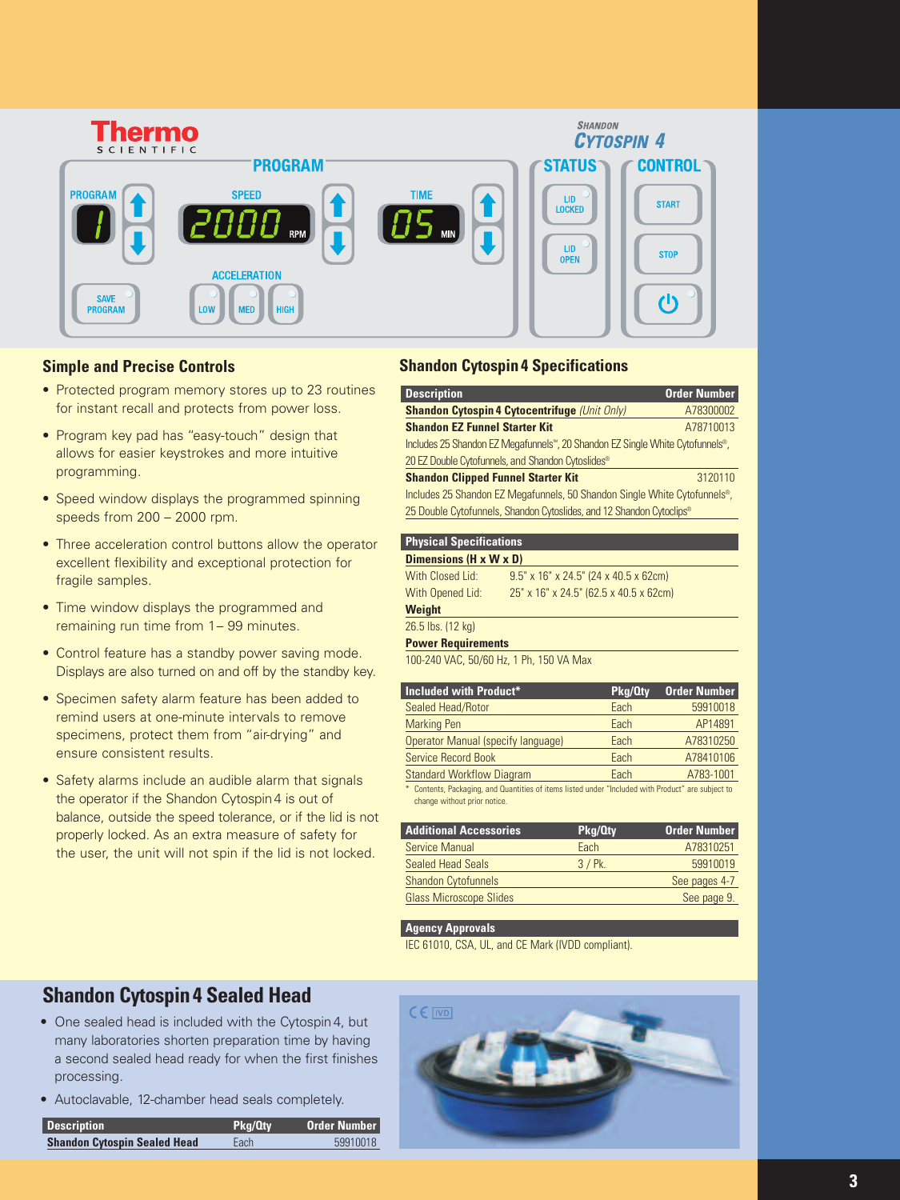## Simple and Precise Controls

- Protected program memory stores up to 23 routines for instant recall and protects from power loss.
- Program key pad has "easy-touch" design that allows for easier keystrokes and more intuitive programming.
- Speed window displays the programmed spinning speeds from 200 – 2000 rpm.
- Three acceleration control buttons allow the operator excellent flexibility and exceptional protection for fragile samples.
- Time window displays the programmed and remaining run time from 1– 99 minutes.
- Control feature has a standby power saving mode. Displays are also turned on and off by the standby key.
- Specimen safety alarm feature has been added to remind users at one-minute intervals to remove specimens, protect them from "air-drying" and ensure consistent results.
- Safety alarms include an audible alarm that signals the operator if the Shandon Cytospin 4 is out of balance, outside the speed tolerance, or if the lid is not properly locked. As an extra measure of safety for the user, the unit will not spin if the lid is not locked.

## Shandon Cytospin 4 Specifications

| Description | Order Number |
|---|---|
| **Shandon Cytospin 4 Cytocentrifuge** *(Unit Only)* | A78300002 |
| **Shandon EZ Funnel Starter Kit** | A78710013 |
| Includes 25 Shandon EZ Megafunnels™, 20 Shandon EZ Single White Cytofunnels®, 20 EZ Double Cytofunnels, and Shandon Cytoslides® | |
| **Shandon Clipped Funnel Starter Kit** | 3120110 |
| Includes 25 Shandon EZ Megafunnels, 50 Shandon Single White Cytofunnels®, 25 Double Cytofunnels, Shandon Cytoslides, and 12 Shandon Cytoclips® | |

| Physical Specifications | |
|---|---|
| **Dimensions (H x W x D)** | |
| With Closed Lid: | 9.5" x 16" x 24.5" (24 x 40.5 x 62cm) |
| With Opened Lid: | 25" x 16" x 24.5" (62.5 x 40.5 x 62cm) |
| **Weight** | |
| 26.5 lbs. (12 kg) | |
| **Power Requirements** | |
| 100-240 VAC, 50/60 Hz, 1 Ph, 150 VA Max | |

| Included with Product* | Pkg/Qty | Order Number |
|---|---|---|
| Sealed Head/Rotor | Each | 59910018 |
| Marking Pen | Each | AP14891 |
| Operator Manual (specify language) | Each | A78310250 |
| Service Record Book | Each | A78410106 |
| Standard Workflow Diagram | Each | A783-1001 |

* Contents, Packaging, and Quantities of items listed under "Included with Product" are subject to change without prior notice.

| Additional Accessories | Pkg/Qty | Order Number |
|---|---|---|
| Service Manual | Each | A78310251 |
| Sealed Head Seals | 3 / Pk. | 59910019 |
| Shandon Cytofunnels | | See pages 4-7 |
| Glass Microscope Slides | | See page 9. |

| Agency Approvals |
|---|
| IEC 61010, CSA, UL, and CE Mark (IVDD compliant). |

## Shandon Cytospin 4 Sealed Head

- One sealed head is included with the Cytospin 4, but many laboratories shorten preparation time by having a second sealed head ready for when the first finishes processing.
- Autoclavable, 12-chamber head seals completely.

| Description | Pkg/Qty | Order Number |
|---|---|---|
| **Shandon Cytospin Sealed Head** | Each | 59910018 |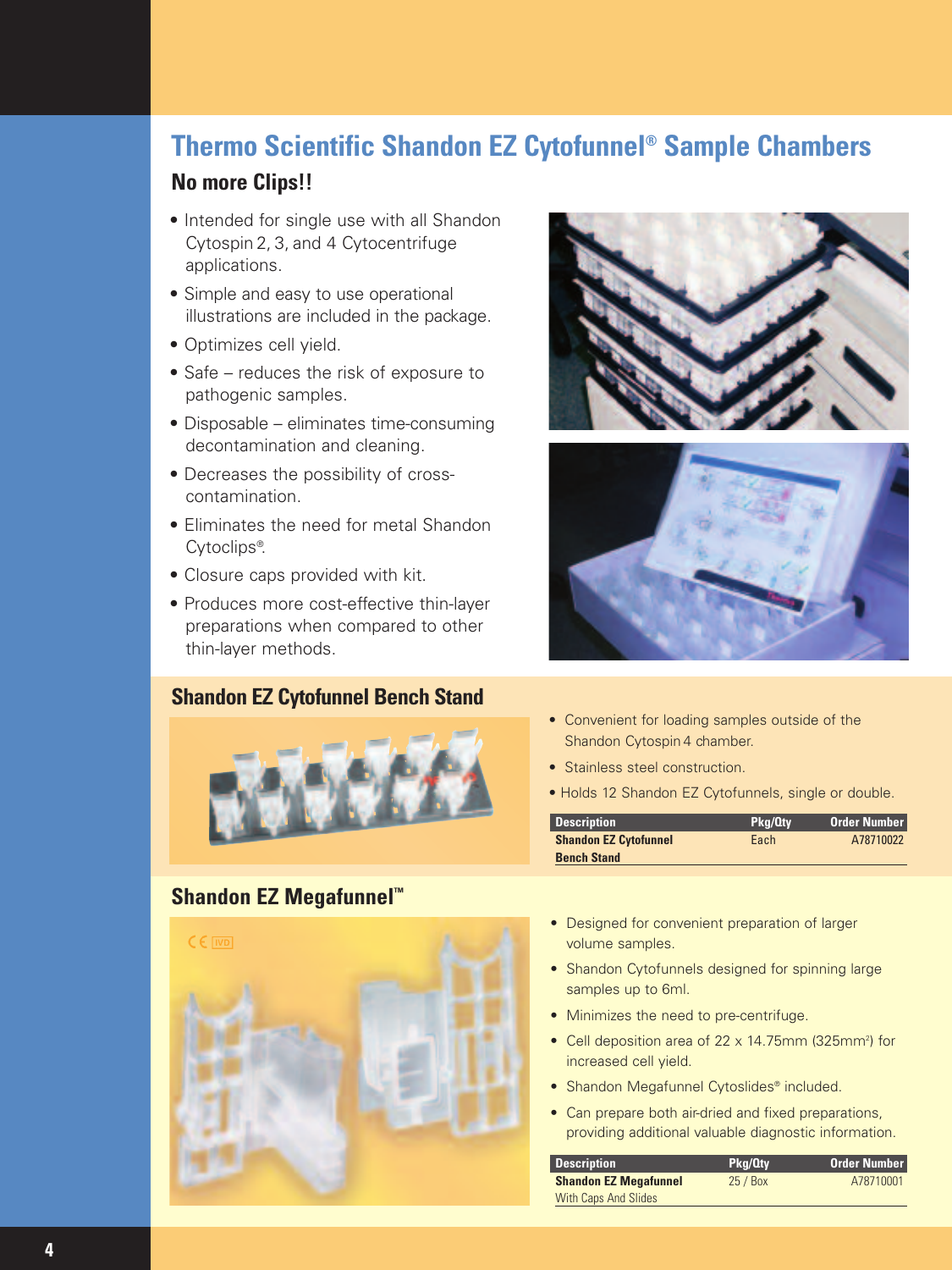# Thermo Scientific Shandon EZ Cytofunnel® Sample Chambers

## No more Clips!!

- Intended for single use with all Shandon Cytospin 2, 3, and 4 Cytocentrifuge applications.
- Simple and easy to use operational illustrations are included in the package.
- Optimizes cell yield.
- Safe – reduces the risk of exposure to pathogenic samples.
- Disposable – eliminates time-consuming decontamination and cleaning.
- Decreases the possibility of cross-contamination.
- Eliminates the need for metal Shandon Cytoclips®.
- Closure caps provided with kit.
- Produces more cost-effective thin-layer preparations when compared to other thin-layer methods.

## Shandon EZ Cytofunnel Bench Stand

- Convenient for loading samples outside of the Shandon Cytospin 4 chamber.
- Stainless steel construction.
- Holds 12 Shandon EZ Cytofunnels, single or double.

| Description | Pkg/Qty | Order Number |
|---|---|---|
| **Shandon EZ Cytofunnel Bench Stand** | Each | A78710022 |

## Shandon EZ Megafunnel™

- Designed for convenient preparation of larger volume samples.
- Shandon Cytofunnels designed for spinning large samples up to 6ml.
- Minimizes the need to pre-centrifuge.
- Cell deposition area of 22 x 14.75mm (325mm²) for increased cell yield.
- Shandon Megafunnel Cytoslides® included.
- Can prepare both air-dried and fixed preparations, providing additional valuable diagnostic information.

| Description | Pkg/Qty | Order Number |
|---|---|---|
| **Shandon EZ Megafunnel** With Caps And Slides | 25 / Box | A78710001 |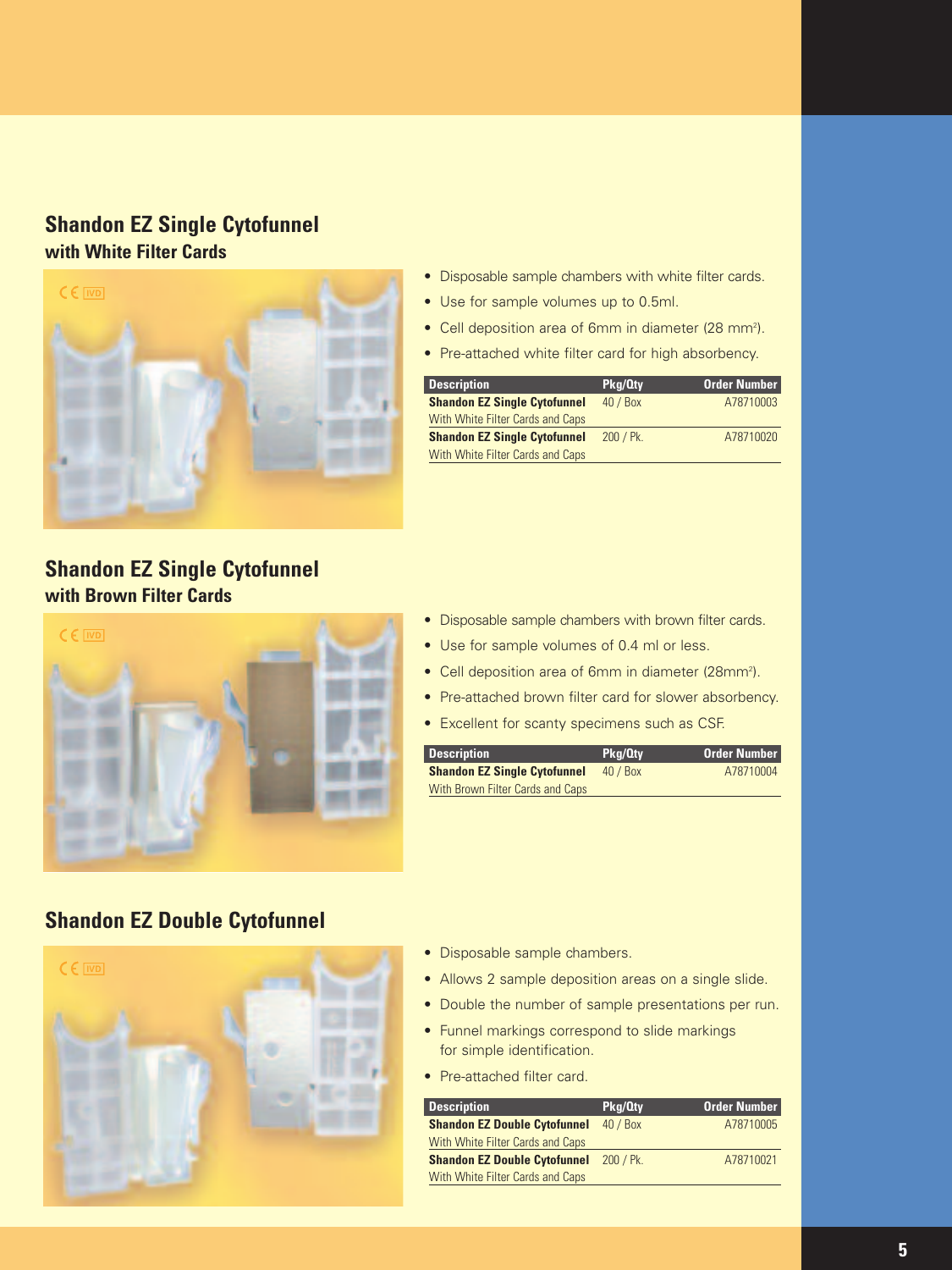## Shandon EZ Single Cytofunnel
### with White Filter Cards

- Disposable sample chambers with white filter cards.
- Use for sample volumes up to 0.5ml.
- Cell deposition area of 6mm in diameter (28 $mm^2$).
- Pre-attached white filter card for high absorbency.

| Description | Pkg/Qty | Order Number |
|---|---|---|
| **Shandon EZ Single Cytofunnel** With White Filter Cards and Caps | 40 / Box | A78710003 |
| **Shandon EZ Single Cytofunnel** With White Filter Cards and Caps | 200 / Pk. | A78710020 |

## Shandon EZ Single Cytofunnel
### with Brown Filter Cards

- Disposable sample chambers with brown filter cards.
- Use for sample volumes of 0.4 ml or less.
- Cell deposition area of 6mm in diameter (28$mm^2$).
- Pre-attached brown filter card for slower absorbency.
- Excellent for scanty specimens such as CSF.

| Description | Pkg/Qty | Order Number |
|---|---|---|
| **Shandon EZ Single Cytofunnel** With Brown Filter Cards and Caps | 40 / Box | A78710004 |

## Shandon EZ Double Cytofunnel

- Disposable sample chambers.
- Allows 2 sample deposition areas on a single slide.
- Double the number of sample presentations per run.
- Funnel markings correspond to slide markings for simple identification.
- Pre-attached filter card.

| Description | Pkg/Qty | Order Number |
|---|---|---|
| **Shandon EZ Double Cytofunnel** With White Filter Cards and Caps | 40 / Box | A78710005 |
| **Shandon EZ Double Cytofunnel** With White Filter Cards and Caps | 200 / Pk. | A78710021 |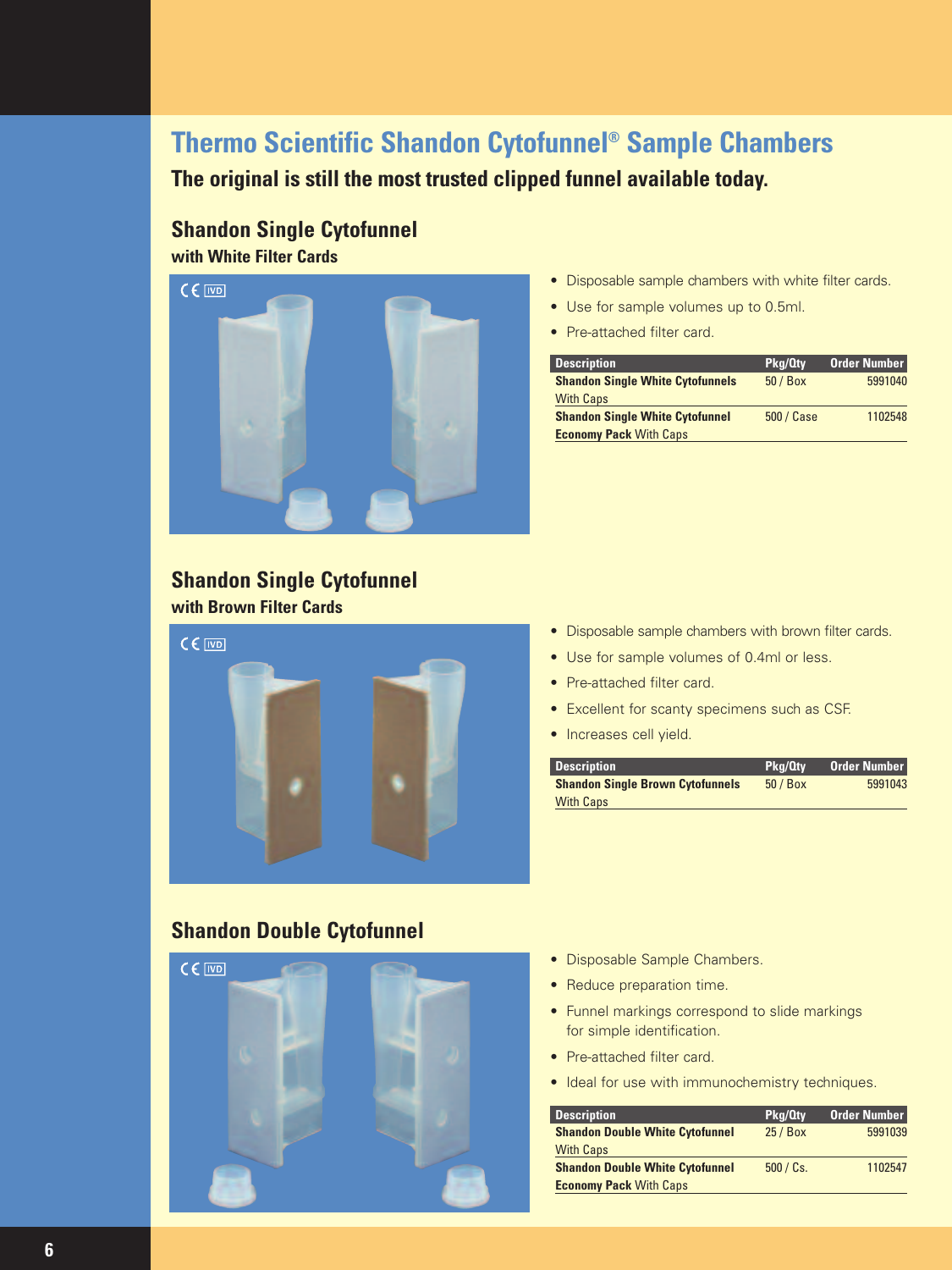# Thermo Scientific Shandon Cytofunnel® Sample Chambers

**The original is still the most trusted clipped funnel available today.**

## Shandon Single Cytofunnel

### with White Filter Cards

- Disposable sample chambers with white filter cards.
- Use for sample volumes up to 0.5ml.
- Pre-attached filter card.

| Description | Pkg/Qty | Order Number |
|---|---|---|
| **Shandon Single White Cytofunnels** With Caps | 50 / Box | 5991040 |
| **Shandon Single White Cytofunnel Economy Pack** With Caps | 500 / Case | 1102548 |

## Shandon Single Cytofunnel

### with Brown Filter Cards

- Disposable sample chambers with brown filter cards.
- Use for sample volumes of 0.4ml or less.
- Pre-attached filter card.
- Excellent for scanty specimens such as CSF.
- Increases cell yield.

| Description | Pkg/Qty | Order Number |
|---|---|---|
| **Shandon Single Brown Cytofunnels** With Caps | 50 / Box | 5991043 |

## Shandon Double Cytofunnel

- Disposable Sample Chambers.
- Reduce preparation time.
- Funnel markings correspond to slide markings for simple identification.
- Pre-attached filter card.
- Ideal for use with immunochemistry techniques.

| Description | Pkg/Qty | Order Number |
|---|---|---|
| **Shandon Double White Cytofunnel** With Caps | 25 / Box | 5991039 |
| **Shandon Double White Cytofunnel Economy Pack** With Caps | 500 / Cs. | 1102547 |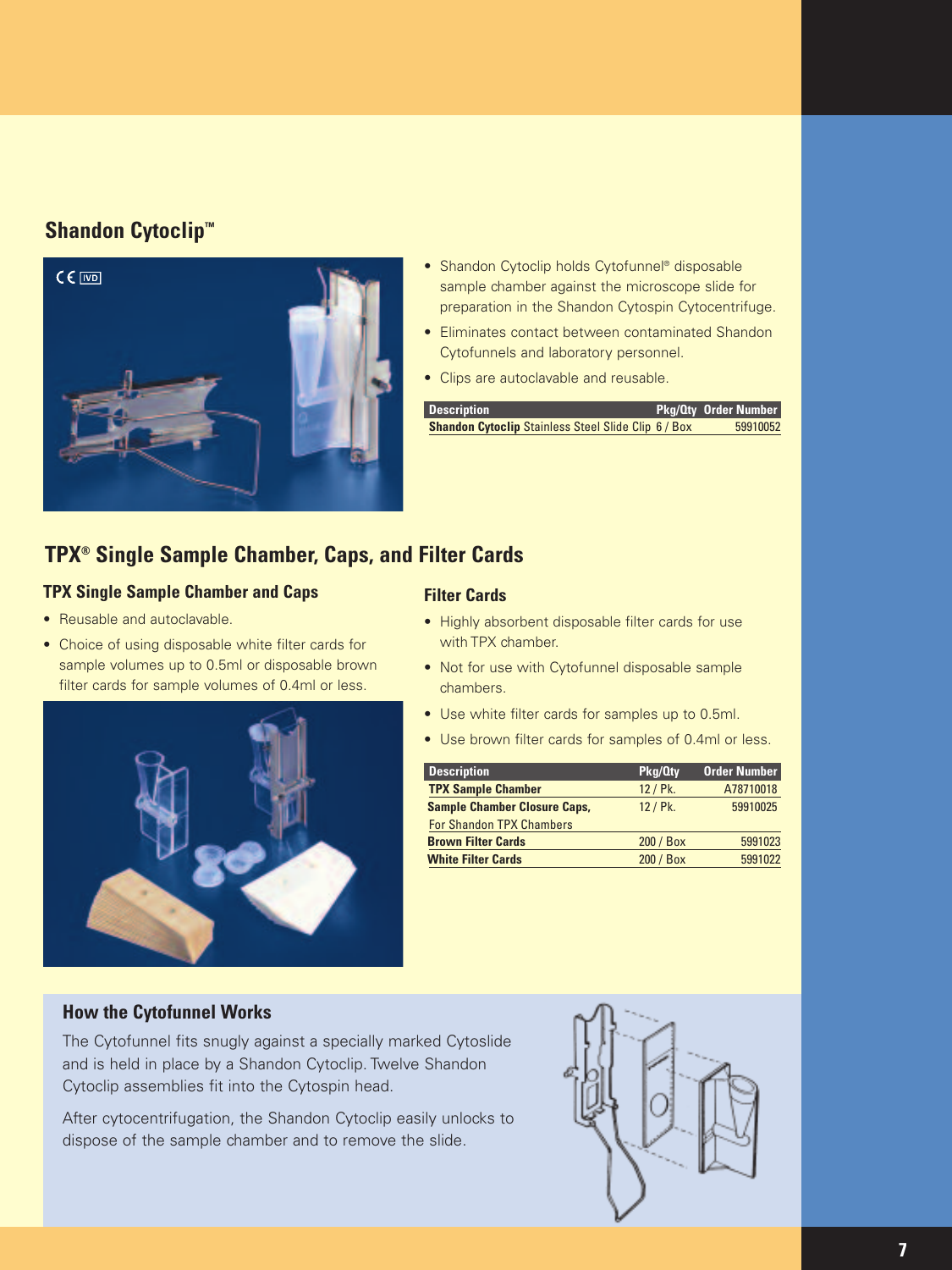## Shandon Cytoclip™

- Shandon Cytoclip holds Cytofunnel® disposable sample chamber against the microscope slide for preparation in the Shandon Cytospin Cytocentrifuge.
- Eliminates contact between contaminated Shandon Cytofunnels and laboratory personnel.
- Clips are autoclavable and reusable.

| Description | Pkg/Qty | Order Number |
|---|---|---|
| **Shandon Cytoclip** Stainless Steel Slide Clip | 6 / Box | 59910052 |

## TPX® Single Sample Chamber, Caps, and Filter Cards

### TPX Single Sample Chamber and Caps

- Reusable and autoclavable.
- Choice of using disposable white filter cards for sample volumes up to 0.5ml or disposable brown filter cards for sample volumes of 0.4ml or less.

### Filter Cards

- Highly absorbent disposable filter cards for use with TPX chamber.
- Not for use with Cytofunnel disposable sample chambers.
- Use white filter cards for samples up to 0.5ml.
- Use brown filter cards for samples of 0.4ml or less.

| Description | Pkg/Qty | Order Number |
|---|---|---|
| **TPX Sample Chamber** | 12 / Pk. | A78710018 |
| **Sample Chamber Closure Caps,** For Shandon TPX Chambers | 12 / Pk. | 59910025 |
| **Brown Filter Cards** | 200 / Box | 5991023 |
| **White Filter Cards** | 200 / Box | 5991022 |

### How the Cytofunnel Works

The Cytofunnel fits snugly against a specially marked Cytoslide and is held in place by a Shandon Cytoclip. Twelve Shandon Cytoclip assemblies fit into the Cytospin head.

After cytocentrifugation, the Shandon Cytoclip easily unlocks to dispose of the sample chamber and to remove the slide.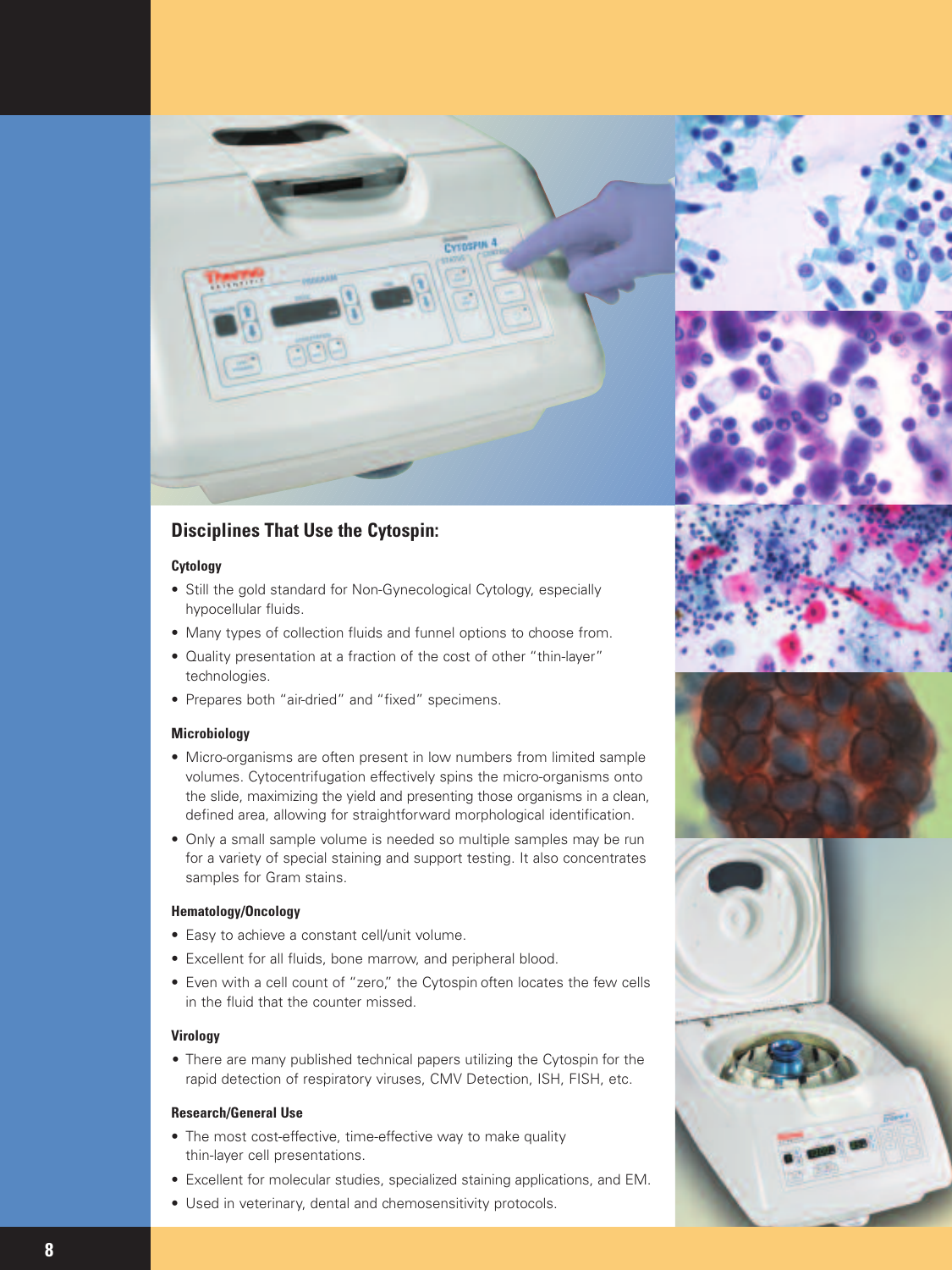## Disciplines That Use the Cytospin:

### Cytology

- Still the gold standard for Non-Gynecological Cytology, especially hypocellular fluids.
- Many types of collection fluids and funnel options to choose from.
- Quality presentation at a fraction of the cost of other "thin-layer" technologies.
- Prepares both "air-dried" and "fixed" specimens.

### Microbiology

- Micro-organisms are often present in low numbers from limited sample volumes. Cytocentrifugation effectively spins the micro-organisms onto the slide, maximizing the yield and presenting those organisms in a clean, defined area, allowing for straightforward morphological identification.
- Only a small sample volume is needed so multiple samples may be run for a variety of special staining and support testing. It also concentrates samples for Gram stains.

### Hematology/Oncology

- Easy to achieve a constant cell/unit volume.
- Excellent for all fluids, bone marrow, and peripheral blood.
- Even with a cell count of "zero," the Cytospin often locates the few cells in the fluid that the counter missed.

### Virology

- There are many published technical papers utilizing the Cytospin for the rapid detection of respiratory viruses, CMV Detection, ISH, FISH, etc.

### Research/General Use

- The most cost-effective, time-effective way to make quality thin-layer cell presentations.
- Excellent for molecular studies, specialized staining applications, and EM.
- Used in veterinary, dental and chemosensitivity protocols.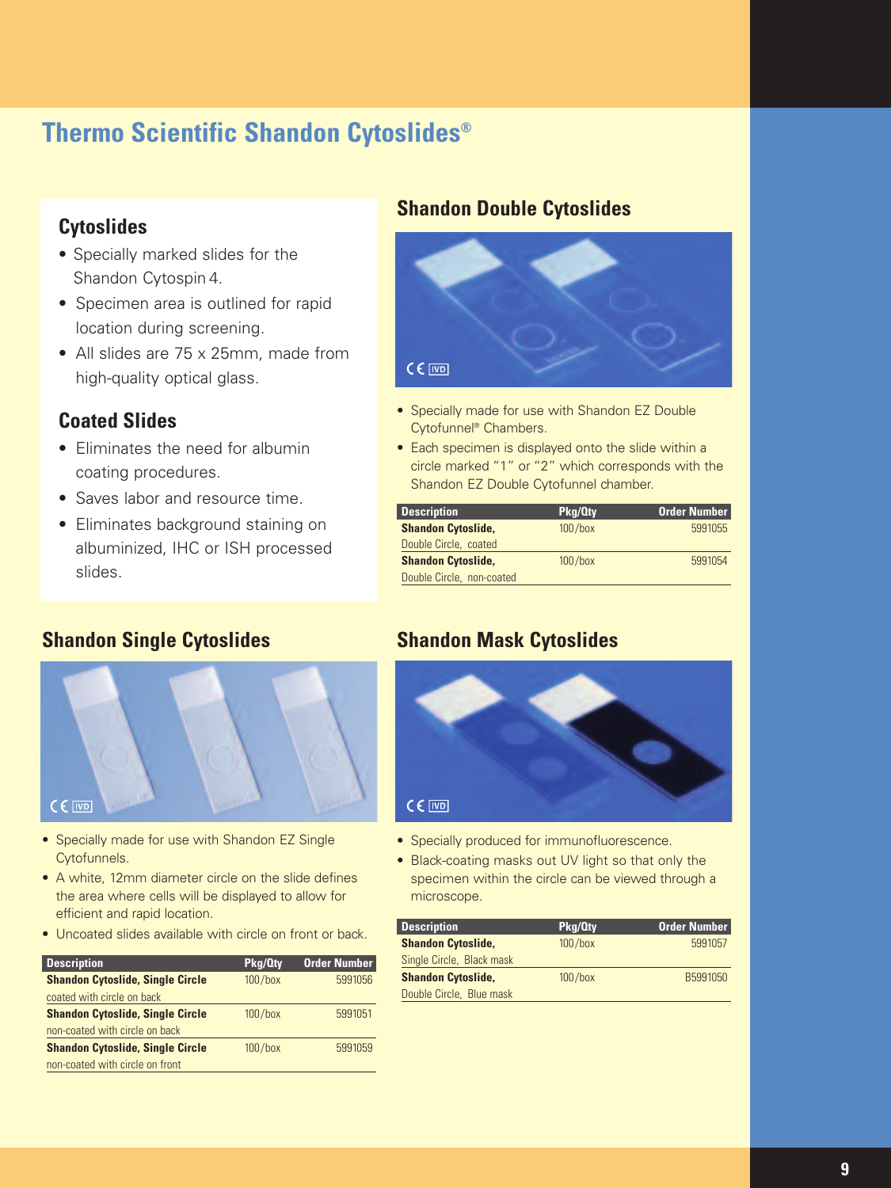# Thermo Scientific Shandon Cytoslides®

## Cytoslides

- Specially marked slides for the Shandon Cytospin 4.
- Specimen area is outlined for rapid location during screening.
- All slides are 75 x 25mm, made from high-quality optical glass.

## Coated Slides

- Eliminates the need for albumin coating procedures.
- Saves labor and resource time.
- Eliminates background staining on albuminized, IHC or ISH processed slides.

## Shandon Double Cytoslides

- Specially made for use with Shandon EZ Double Cytofunnel® Chambers.
- Each specimen is displayed onto the slide within a circle marked "1" or "2" which corresponds with the Shandon EZ Double Cytofunnel chamber.

| Description | Pkg/Qty | Order Number |
|---|---|---|
| **Shandon Cytoslide,** Double Circle, coated | 100/box | 5991055 |
| **Shandon Cytoslide,** Double Circle, non-coated | 100/box | 5991054 |

## Shandon Single Cytoslides

- Specially made for use with Shandon EZ Single Cytofunnels.
- A white, 12mm diameter circle on the slide defines the area where cells will be displayed to allow for efficient and rapid location.
- Uncoated slides available with circle on front or back.

| Description | Pkg/Qty | Order Number |
|---|---|---|
| **Shandon Cytoslide, Single Circle** coated with circle on back | 100/box | 5991056 |
| **Shandon Cytoslide, Single Circle** non-coated with circle on back | 100/box | 5991051 |
| **Shandon Cytoslide, Single Circle** non-coated with circle on front | 100/box | 5991059 |

## Shandon Mask Cytoslides

- Specially produced for immunofluorescence.
- Black-coating masks out UV light so that only the specimen within the circle can be viewed through a microscope.

| Description | Pkg/Qty | Order Number |
|---|---|---|
| **Shandon Cytoslide,** Single Circle, Black mask | 100/box | 5991057 |
| **Shandon Cytoslide,** Double Circle, Blue mask | 100/box | B5991050 |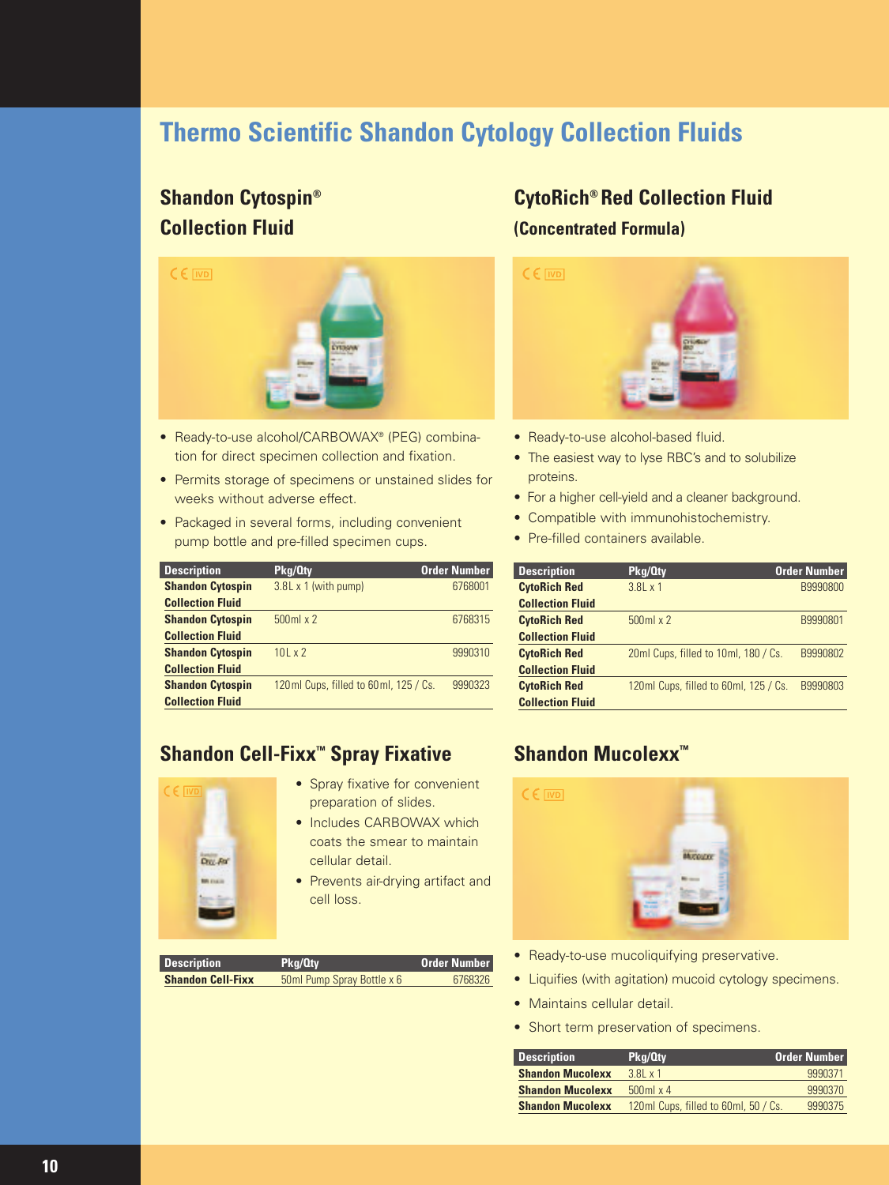# Thermo Scientific Shandon Cytology Collection Fluids

## Shandon Cytospin® Collection Fluid

- Ready-to-use alcohol/CARBOWAX® (PEG) combination for direct specimen collection and fixation.
- Permits storage of specimens or unstained slides for weeks without adverse effect.
- Packaged in several forms, including convenient pump bottle and pre-filled specimen cups.

| Description | Pkg/Qty | Order Number |
|---|---|---|
| **Shandon Cytospin Collection Fluid** | 3.8L x 1 (with pump) | 6768001 |
| **Shandon Cytospin Collection Fluid** | 500ml x 2 | 6768315 |
| **Shandon Cytospin Collection Fluid** | 10L x 2 | 9990310 |
| **Shandon Cytospin Collection Fluid** | 120ml Cups, filled to 60ml, 125 / Cs. | 9990323 |

## CytoRich® Red Collection Fluid (Concentrated Formula)

- Ready-to-use alcohol-based fluid.
- The easiest way to lyse RBC's and to solubilize proteins.
- For a higher cell-yield and a cleaner background.
- Compatible with immunohistochemistry.
- Pre-filled containers available.

| Description | Pkg/Qty | Order Number |
|---|---|---|
| **CytoRich Red Collection Fluid** | 3.8L x 1 | B9990800 |
| **CytoRich Red Collection Fluid** | 500ml x 2 | B9990801 |
| **CytoRich Red Collection Fluid** | 20ml Cups, filled to 10ml, 180 / Cs. | B9990802 |
| **CytoRich Red Collection Fluid** | 120ml Cups, filled to 60ml, 125 / Cs. | B9990803 |

## Shandon Cell-Fixx™ Spray Fixative

- Spray fixative for convenient preparation of slides.
- Includes CARBOWAX which coats the smear to maintain cellular detail.
- Prevents air-drying artifact and cell loss.

| Description | Pkg/Qty | Order Number |
|---|---|---|
| **Shandon Cell-Fixx** | 50ml Pump Spray Bottle x 6 | 6768326 |

## Shandon Mucolexx™

- Ready-to-use mucoliquifying preservative.
- Liquifies (with agitation) mucoid cytology specimens.
- Maintains cellular detail.
- Short term preservation of specimens.

| Description | Pkg/Qty | Order Number |
|---|---|---|
| **Shandon Mucolexx** | 3.8L x 1 | 9990371 |
| **Shandon Mucolexx** | 500ml x 4 | 9990370 |
| **Shandon Mucolexx** | 120ml Cups, filled to 60ml, 50 / Cs. | 9990375 |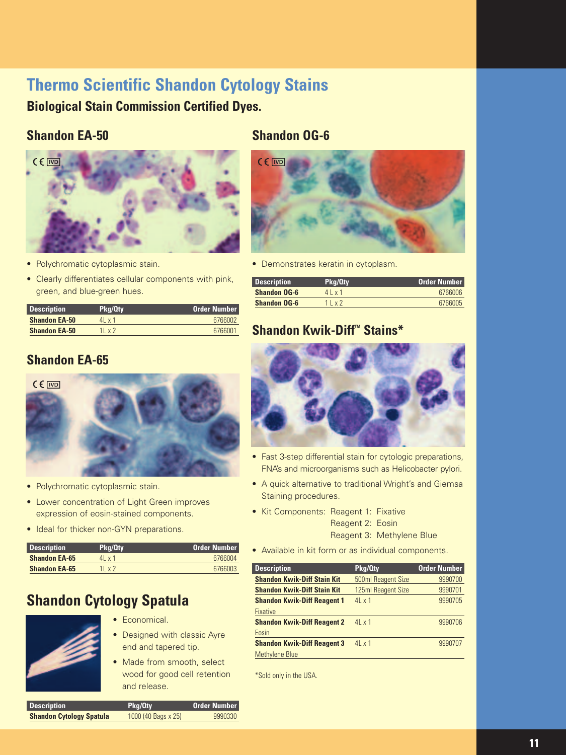# Thermo Scientific Shandon Cytology Stains

**Biological Stain Commission Certified Dyes.**

## Shandon EA-50

- Polychromatic cytoplasmic stain.
- Clearly differentiates cellular components with pink, green, and blue-green hues.

| Description | Pkg/Qty | Order Number |
|---|---|---|
| **Shandon EA-50** | 4L x 1 | 6766002 |
| **Shandon EA-50** | 1L x 2 | 6766001 |

## Shandon EA-65

- Polychromatic cytoplasmic stain.
- Lower concentration of Light Green improves expression of eosin-stained components.
- Ideal for thicker non-GYN preparations.

| Description | Pkg/Qty | Order Number |
|---|---|---|
| **Shandon EA-65** | 4L x 1 | 6766004 |
| **Shandon EA-65** | 1L x 2 | 6766003 |

## Shandon Cytology Spatula

- Economical.
- Designed with classic Ayre end and tapered tip.
- Made from smooth, select wood for good cell retention and release.

| Description | Pkg/Qty | Order Number |
|---|---|---|
| **Shandon Cytology Spatula** | 1000 (40 Bags x 25) | 9990330 |

## Shandon OG-6

- Demonstrates keratin in cytoplasm.

| Description | Pkg/Qty | Order Number |
|---|---|---|
| **Shandon OG-6** | 4 L x 1 | 6766006 |
| **Shandon OG-6** | 1 L x 2 | 6766005 |

## Shandon Kwik-Diff™ Stains*

- Fast 3-step differential stain for cytologic preparations, FNA's and microorganisms such as Helicobacter pylori.
- A quick alternative to traditional Wright's and Giemsa Staining procedures.
- Kit Components: Reagent 1: Fixative
  Reagent 2: Eosin
  Reagent 3: Methylene Blue
- Available in kit form or as individual components.

| Description | Pkg/Qty | Order Number |
|---|---|---|
| **Shandon Kwik-Diff Stain Kit** | 500ml Reagent Size | 9990700 |
| **Shandon Kwik-Diff Stain Kit** | 125ml Reagent Size | 9990701 |
| **Shandon Kwik-Diff Reagent 1** Fixative | 4L x 1 | 9990705 |
| **Shandon Kwik-Diff Reagent 2** Eosin | 4L x 1 | 9990706 |
| **Shandon Kwik-Diff Reagent 3** Methylene Blue | 4L x 1 | 9990707 |

*Sold only in the USA.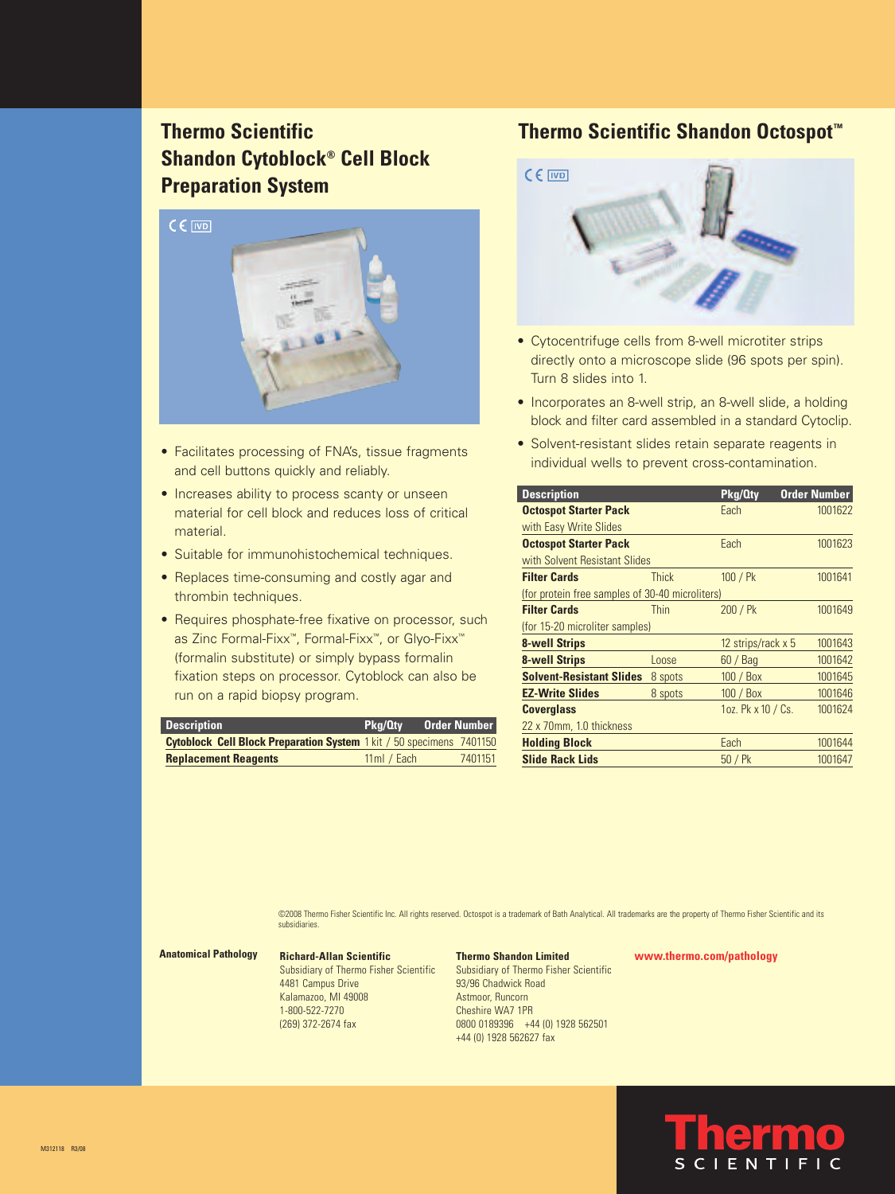## Thermo Scientific Shandon Cytoblock® Cell Block Preparation System

CE IVD

- Facilitates processing of FNA's, tissue fragments and cell buttons quickly and reliably.
- Increases ability to process scanty or unseen material for cell block and reduces loss of critical material.
- Suitable for immunohistochemical techniques.
- Replaces time-consuming and costly agar and thrombin techniques.
- Requires phosphate-free fixative on processor, such as Zinc Formal-Fixx™, Formal-Fixx™, or Glyo-Fixx™ (formalin substitute) or simply bypass formalin fixation steps on processor. Cytoblock can also be run on a rapid biopsy program.

| Description | Pkg/Qty | Order Number |
|---|---|---|
| **Cytoblock Cell Block Preparation System** | 1 kit / 50 specimens | 7401150 |
| **Replacement Reagents** | 11ml / Each | 7401151 |

## Thermo Scientific Shandon Octospot™

CE IVD

- Cytocentrifuge cells from 8-well microtiter strips directly onto a microscope slide (96 spots per spin). Turn 8 slides into 1.
- Incorporates an 8-well strip, an 8-well slide, a holding block and filter card assembled in a standard Cytoclip.
- Solvent-resistant slides retain separate reagents in individual wells to prevent cross-contamination.

| Description | | Pkg/Qty | Order Number |
|---|---|---|---|
| **Octospot Starter Pack** with Easy Write Slides | | Each | 1001622 |
| **Octospot Starter Pack** with Solvent Resistant Slides | | Each | 1001623 |
| **Filter Cards** (for protein free samples of 30-40 microliters) | Thick | 100 / Pk | 1001641 |
| **Filter Cards** (for 15-20 microliter samples) | Thin | 200 / Pk | 1001649 |
| **8-well Strips** | | 12 strips/rack x 5 | 1001643 |
| **8-well Strips** | Loose | 60 / Bag | 1001642 |
| **Solvent-Resistant Slides** | 8 spots | 100 / Box | 1001645 |
| **EZ-Write Slides** | 8 spots | 100 / Box | 1001646 |
| **Coverglass** 22 x 70mm, 1.0 thickness | | 1oz. Pk x 10 / Cs. | 1001624 |
| **Holding Block** | | Each | 1001644 |
| **Slide Rack Lids** | | 50 / Pk | 1001647 |

©2008 Thermo Fisher Scientific Inc. All rights reserved. Octospot is a trademark of Bath Analytical. All trademarks are the property of Thermo Fisher Scientific and its subsidiaries.

**Anatomical Pathology**

**Richard-Allan Scientific**
Subsidiary of Thermo Fisher Scientific
4481 Campus Drive
Kalamazoo, MI 49008
1-800-522-7270
(269) 372-2674 fax

**Thermo Shandon Limited**
Subsidiary of Thermo Fisher Scientific
93/96 Chadwick Road
Astmoor, Runcorn
Cheshire WA7 1PR
0800 0189396  +44 (0) 1928 562501
+44 (0) 1928 562627 fax

**www.thermo.com/pathology**

M312118 R3/08

Thermo SCIENTIFIC